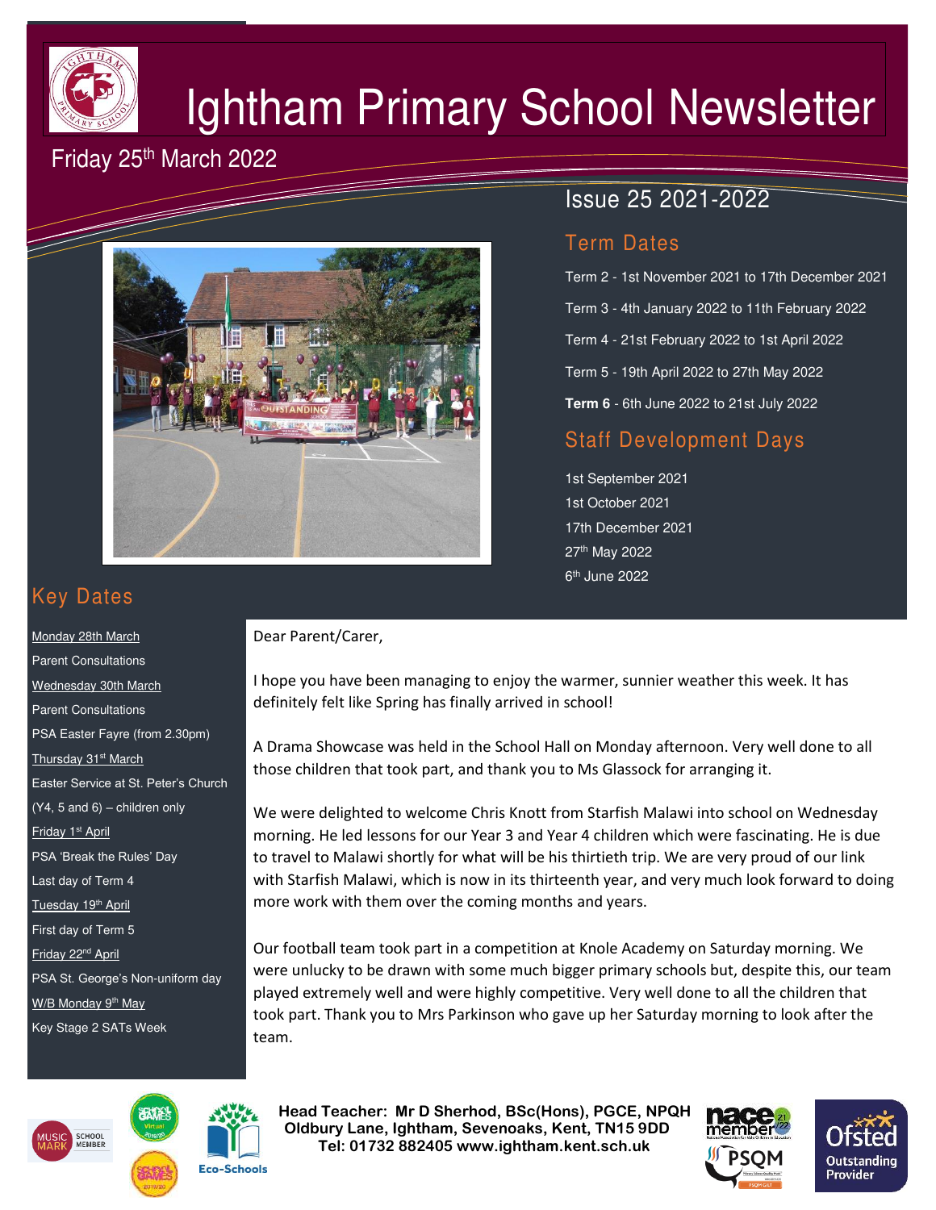# Ightham Primary School Newsletter

Friday 25th March 2022

Issue 25 2021-2022

## Term Dates

Term 2 - 1st November 2021 to 17th December 2021

Term 3 - 4th January 2022 to 11th February 2022

Term 4 - 21st February 2022 to 1st April 2022

Term 5 - 19th April 2022 to 27th May 2022

**Term 6** - 6th June 2022 to 21st July 2022

## Staff Development Days

1st September 2021
1st October 2021
17th December 2021
27th May 2022
6th June 2022

## Key Dates

Monday 28th March
Parent Consultations

Wednesday 30th March
Parent Consultations
PSA Easter Fayre (from 2.30pm)

Thursday 31st March
Easter Service at St. Peter's Church (Y4, 5 and 6) – children only

Friday 1st April
PSA 'Break the Rules' Day
Last day of Term 4

Tuesday 19th April
First day of Term 5

Friday 22nd April
PSA St. George's Non-uniform day

W/B Monday 9th May
Key Stage 2 SATs Week

Dear Parent/Carer,

I hope you have been managing to enjoy the warmer, sunnier weather this week. It has definitely felt like Spring has finally arrived in school!

A Drama Showcase was held in the School Hall on Monday afternoon. Very well done to all those children that took part, and thank you to Ms Glassock for arranging it.

We were delighted to welcome Chris Knott from Starfish Malawi into school on Wednesday morning. He led lessons for our Year 3 and Year 4 children which were fascinating. He is due to travel to Malawi shortly for what will be his thirtieth trip. We are very proud of our link with Starfish Malawi, which is now in its thirteenth year, and very much look forward to doing more work with them over the coming months and years.

Our football team took part in a competition at Knole Academy on Saturday morning. We were unlucky to be drawn with some much bigger primary schools but, despite this, our team played extremely well and were highly competitive. Very well done to all the children that took part. Thank you to Mrs Parkinson who gave up her Saturday morning to look after the team.

**Head Teacher: Mr D Sherhod, BSc(Hons), PGCE, NPQH**
**Oldbury Lane, Ightham, Sevenoaks, Kent, TN15 9DD**
**Tel: 01732 882405 www.ightham.kent.sch.uk**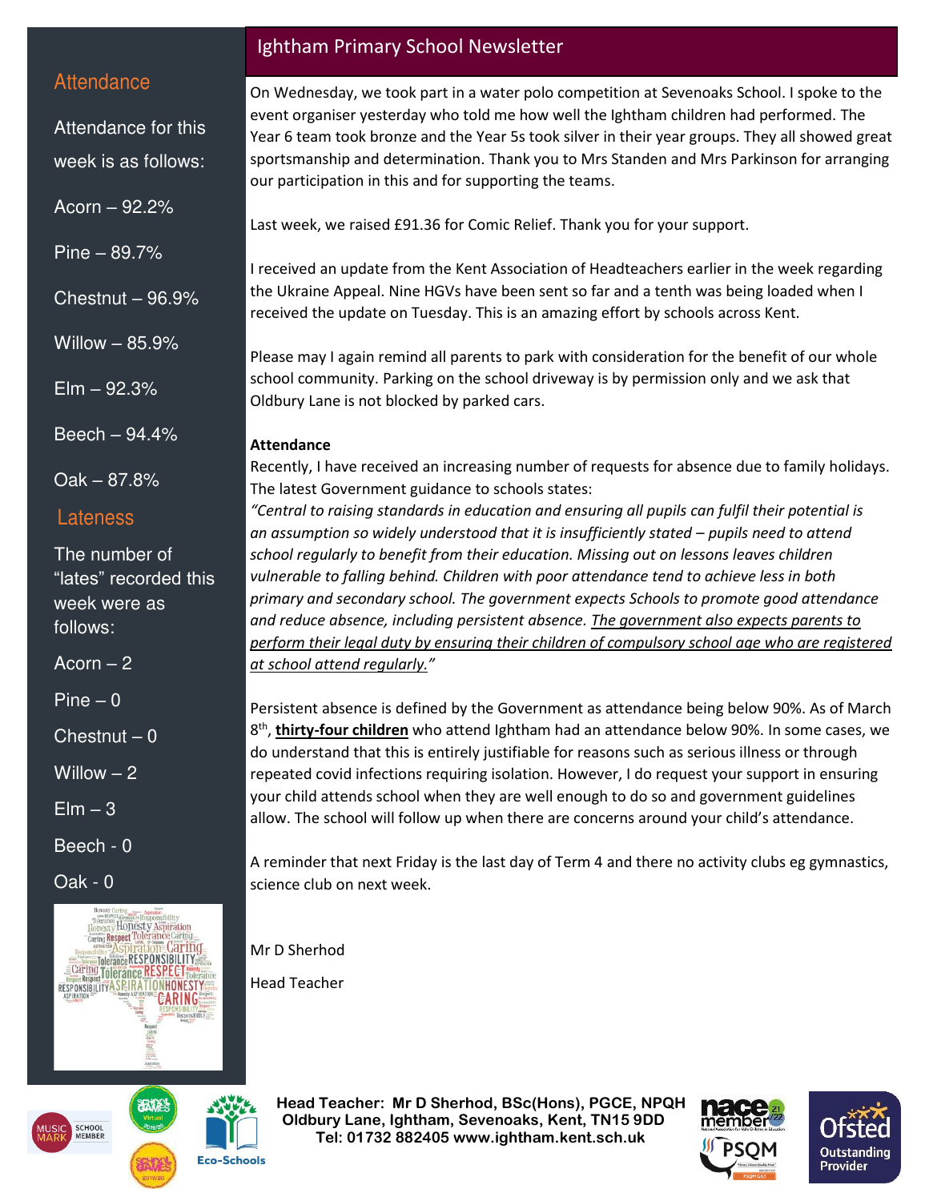# Ightham Primary School Newsletter

## Attendance

Attendance for this week is as follows:

Acorn – 92.2%

Pine – 89.7%

Chestnut – 96.9%

Willow – 85.9%

Elm – 92.3%

Beech – 94.4%

Oak – 87.8%

## Lateness

The number of “lates” recorded this week were as follows:

Acorn – 2

Pine – 0

Chestnut – 0

Willow – 2

Elm – 3

Beech - 0

Oak - 0

On Wednesday, we took part in a water polo competition at Sevenoaks School. I spoke to the event organiser yesterday who told me how well the Ightham children had performed. The Year 6 team took bronze and the Year 5s took silver in their year groups. They all showed great sportsmanship and determination. Thank you to Mrs Standen and Mrs Parkinson for arranging our participation in this and for supporting the teams.

Last week, we raised £91.36 for Comic Relief. Thank you for your support.

I received an update from the Kent Association of Headteachers earlier in the week regarding the Ukraine Appeal. Nine HGVs have been sent so far and a tenth was being loaded when I received the update on Tuesday. This is an amazing effort by schools across Kent.

Please may I again remind all parents to park with consideration for the benefit of our whole school community. Parking on the school driveway is by permission only and we ask that Oldbury Lane is not blocked by parked cars.

**Attendance**

Recently, I have received an increasing number of requests for absence due to family holidays. The latest Government guidance to schools states:

*“Central to raising standards in education and ensuring all pupils can fulfil their potential is an assumption so widely understood that it is insufficiently stated – pupils need to attend school regularly to benefit from their education. Missing out on lessons leaves children vulnerable to falling behind. Children with poor attendance tend to achieve less in both primary and secondary school. The government expects Schools to promote good attendance and reduce absence, including persistent absence. The government also expects parents to perform their legal duty by ensuring their children of compulsory school age who are registered at school attend regularly.”*

Persistent absence is defined by the Government as attendance being below 90%. As of March 8th, **thirty-four children** who attend Ightham had an attendance below 90%. In some cases, we do understand that this is entirely justifiable for reasons such as serious illness or through repeated covid infections requiring isolation. However, I do request your support in ensuring your child attends school when they are well enough to do so and government guidelines allow. The school will follow up when there are concerns around your child’s attendance.

A reminder that next Friday is the last day of Term 4 and there no activity clubs eg gymnastics, science club on next week.

Mr D Sherhod

Head Teacher

**Head Teacher: Mr D Sherhod, BSc(Hons), PGCE, NPQH**
**Oldbury Lane, Ightham, Sevenoaks, Kent, TN15 9DD**
**Tel: 01732 882405 www.ightham.kent.sch.uk**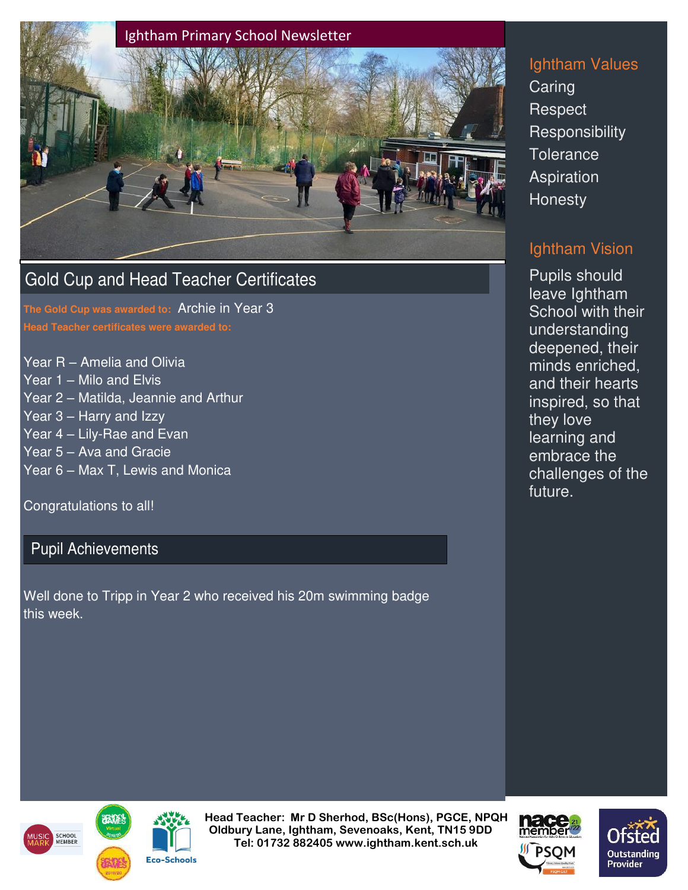Ightham Primary School Newsletter

## Gold Cup and Head Teacher Certificates

**The Gold Cup was awarded to:** Archie in Year 3

**Head Teacher certificates were awarded to:**

Year R – Amelia and Olivia
Year 1 – Milo and Elvis
Year 2 – Matilda, Jeannie and Arthur
Year 3 – Harry and Izzy
Year 4 – Lily-Rae and Evan
Year 5 – Ava and Gracie
Year 6 – Max T, Lewis and Monica

Congratulations to all!

## Pupil Achievements

Well done to Tripp in Year 2 who received his 20m swimming badge this week.

## Ightham Values

Caring
Respect
Responsibility
Tolerance
Aspiration
Honesty

## Ightham Vision

Pupils should leave Ightham School with their understanding deepened, their minds enriched, and their hearts inspired, so that they love learning and embrace the challenges of the future.

**Head Teacher: Mr D Sherhod, BSc(Hons), PGCE, NPQH**
**Oldbury Lane, Ightham, Sevenoaks, Kent, TN15 9DD**
**Tel: 01732 882405 www.ightham.kent.sch.uk**